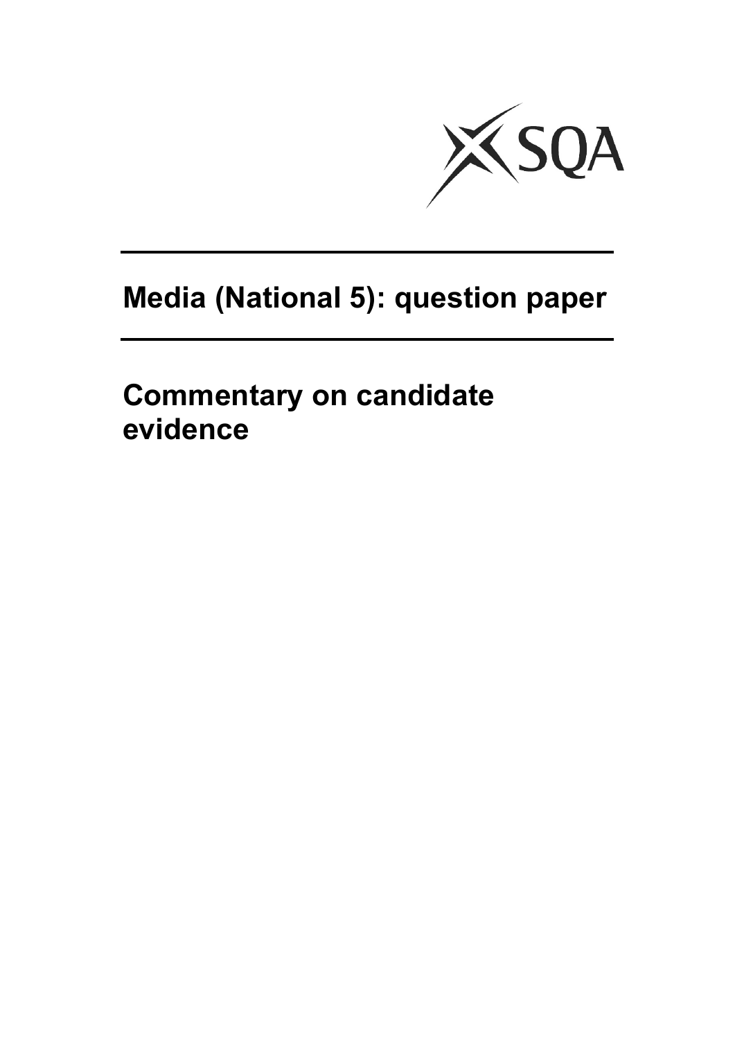# Media (National 5): question paper

## Commentary on candidate evidence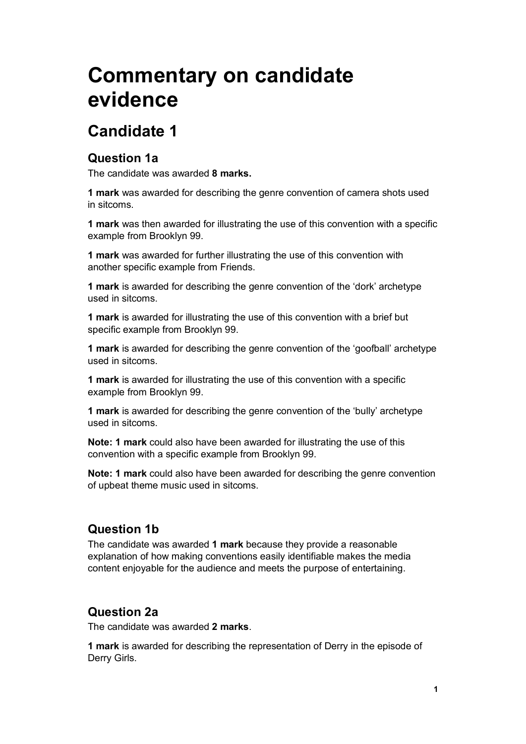# Commentary on candidate evidence

## Candidate 1

### Question 1a

The candidate was awarded **8 marks.**

**1 mark** was awarded for describing the genre convention of camera shots used in sitcoms.

**1 mark** was then awarded for illustrating the use of this convention with a specific example from Brooklyn 99.

**1 mark** was awarded for further illustrating the use of this convention with another specific example from Friends.

**1 mark** is awarded for describing the genre convention of the 'dork' archetype used in sitcoms.

**1 mark** is awarded for illustrating the use of this convention with a brief but specific example from Brooklyn 99.

**1 mark** is awarded for describing the genre convention of the 'goofball' archetype used in sitcoms.

**1 mark** is awarded for illustrating the use of this convention with a specific example from Brooklyn 99.

**1 mark** is awarded for describing the genre convention of the 'bully' archetype used in sitcoms.

**Note: 1 mark** could also have been awarded for illustrating the use of this convention with a specific example from Brooklyn 99.

**Note: 1 mark** could also have been awarded for describing the genre convention of upbeat theme music used in sitcoms.

### Question 1b

The candidate was awarded **1 mark** because they provide a reasonable explanation of how making conventions easily identifiable makes the media content enjoyable for the audience and meets the purpose of entertaining.

### Question 2a

The candidate was awarded **2 marks**.

**1 mark** is awarded for describing the representation of Derry in the episode of Derry Girls.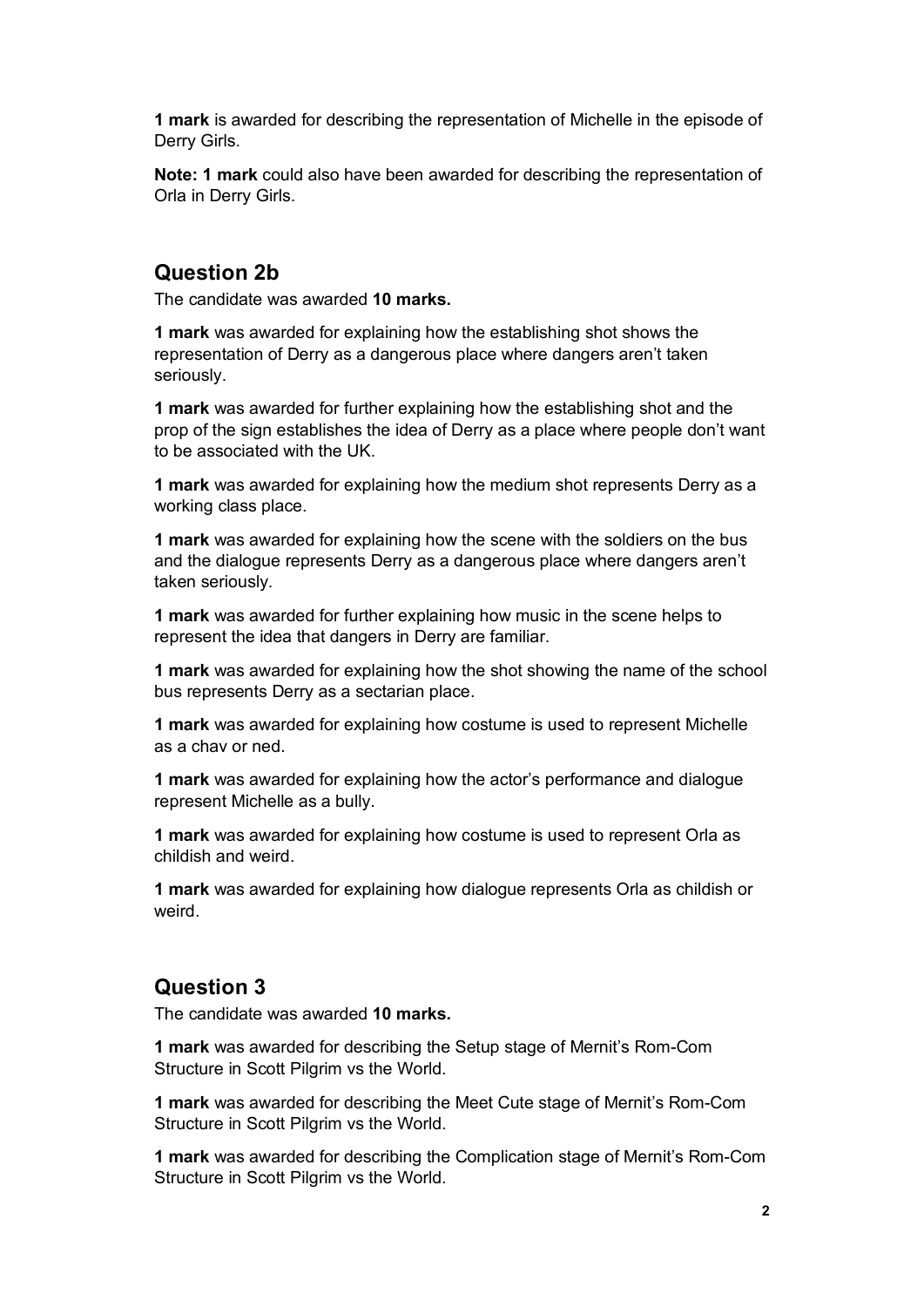**1 mark** is awarded for describing the representation of Michelle in the episode of Derry Girls.

**Note: 1 mark** could also have been awarded for describing the representation of Orla in Derry Girls.

## Question 2b

The candidate was awarded **10 marks.**

**1 mark** was awarded for explaining how the establishing shot shows the representation of Derry as a dangerous place where dangers aren't taken seriously.

**1 mark** was awarded for further explaining how the establishing shot and the prop of the sign establishes the idea of Derry as a place where people don't want to be associated with the UK.

**1 mark** was awarded for explaining how the medium shot represents Derry as a working class place.

**1 mark** was awarded for explaining how the scene with the soldiers on the bus and the dialogue represents Derry as a dangerous place where dangers aren't taken seriously.

**1 mark** was awarded for further explaining how music in the scene helps to represent the idea that dangers in Derry are familiar.

**1 mark** was awarded for explaining how the shot showing the name of the school bus represents Derry as a sectarian place.

**1 mark** was awarded for explaining how costume is used to represent Michelle as a chav or ned.

**1 mark** was awarded for explaining how the actor's performance and dialogue represent Michelle as a bully.

**1 mark** was awarded for explaining how costume is used to represent Orla as childish and weird.

**1 mark** was awarded for explaining how dialogue represents Orla as childish or weird.

## Question 3

The candidate was awarded **10 marks.**

**1 mark** was awarded for describing the Setup stage of Mernit's Rom-Com Structure in Scott Pilgrim vs the World.

**1 mark** was awarded for describing the Meet Cute stage of Mernit's Rom-Com Structure in Scott Pilgrim vs the World.

**1 mark** was awarded for describing the Complication stage of Mernit's Rom-Com Structure in Scott Pilgrim vs the World.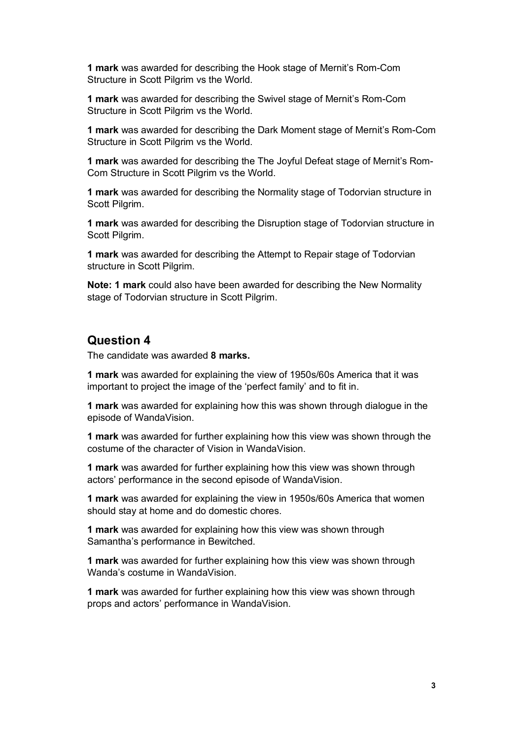**1 mark** was awarded for describing the Hook stage of Mernit's Rom-Com Structure in Scott Pilgrim vs the World.

**1 mark** was awarded for describing the Swivel stage of Mernit's Rom-Com Structure in Scott Pilgrim vs the World.

**1 mark** was awarded for describing the Dark Moment stage of Mernit's Rom-Com Structure in Scott Pilgrim vs the World.

**1 mark** was awarded for describing the The Joyful Defeat stage of Mernit's Rom-Com Structure in Scott Pilgrim vs the World.

**1 mark** was awarded for describing the Normality stage of Todorvian structure in Scott Pilgrim.

**1 mark** was awarded for describing the Disruption stage of Todorvian structure in Scott Pilgrim.

**1 mark** was awarded for describing the Attempt to Repair stage of Todorvian structure in Scott Pilgrim.

**Note: 1 mark** could also have been awarded for describing the New Normality stage of Todorvian structure in Scott Pilgrim.

## Question 4

The candidate was awarded **8 marks.**

**1 mark** was awarded for explaining the view of 1950s/60s America that it was important to project the image of the 'perfect family' and to fit in.

**1 mark** was awarded for explaining how this was shown through dialogue in the episode of WandaVision.

**1 mark** was awarded for further explaining how this view was shown through the costume of the character of Vision in WandaVision.

**1 mark** was awarded for further explaining how this view was shown through actors' performance in the second episode of WandaVision.

**1 mark** was awarded for explaining the view in 1950s/60s America that women should stay at home and do domestic chores.

**1 mark** was awarded for explaining how this view was shown through Samantha's performance in Bewitched.

**1 mark** was awarded for further explaining how this view was shown through Wanda's costume in WandaVision.

**1 mark** was awarded for further explaining how this view was shown through props and actors' performance in WandaVision.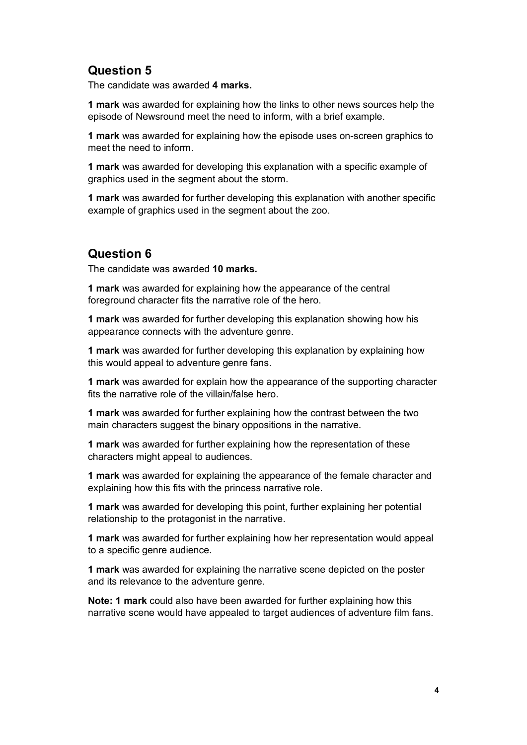## Question 5

The candidate was awarded **4 marks.**

**1 mark** was awarded for explaining how the links to other news sources help the episode of Newsround meet the need to inform, with a brief example.

**1 mark** was awarded for explaining how the episode uses on-screen graphics to meet the need to inform.

**1 mark** was awarded for developing this explanation with a specific example of graphics used in the segment about the storm.

**1 mark** was awarded for further developing this explanation with another specific example of graphics used in the segment about the zoo.

## Question 6

The candidate was awarded **10 marks.**

**1 mark** was awarded for explaining how the appearance of the central foreground character fits the narrative role of the hero.

**1 mark** was awarded for further developing this explanation showing how his appearance connects with the adventure genre.

**1 mark** was awarded for further developing this explanation by explaining how this would appeal to adventure genre fans.

**1 mark** was awarded for explain how the appearance of the supporting character fits the narrative role of the villain/false hero.

**1 mark** was awarded for further explaining how the contrast between the two main characters suggest the binary oppositions in the narrative.

**1 mark** was awarded for further explaining how the representation of these characters might appeal to audiences.

**1 mark** was awarded for explaining the appearance of the female character and explaining how this fits with the princess narrative role.

**1 mark** was awarded for developing this point, further explaining her potential relationship to the protagonist in the narrative.

**1 mark** was awarded for further explaining how her representation would appeal to a specific genre audience.

**1 mark** was awarded for explaining the narrative scene depicted on the poster and its relevance to the adventure genre.

**Note: 1 mark** could also have been awarded for further explaining how this narrative scene would have appealed to target audiences of adventure film fans.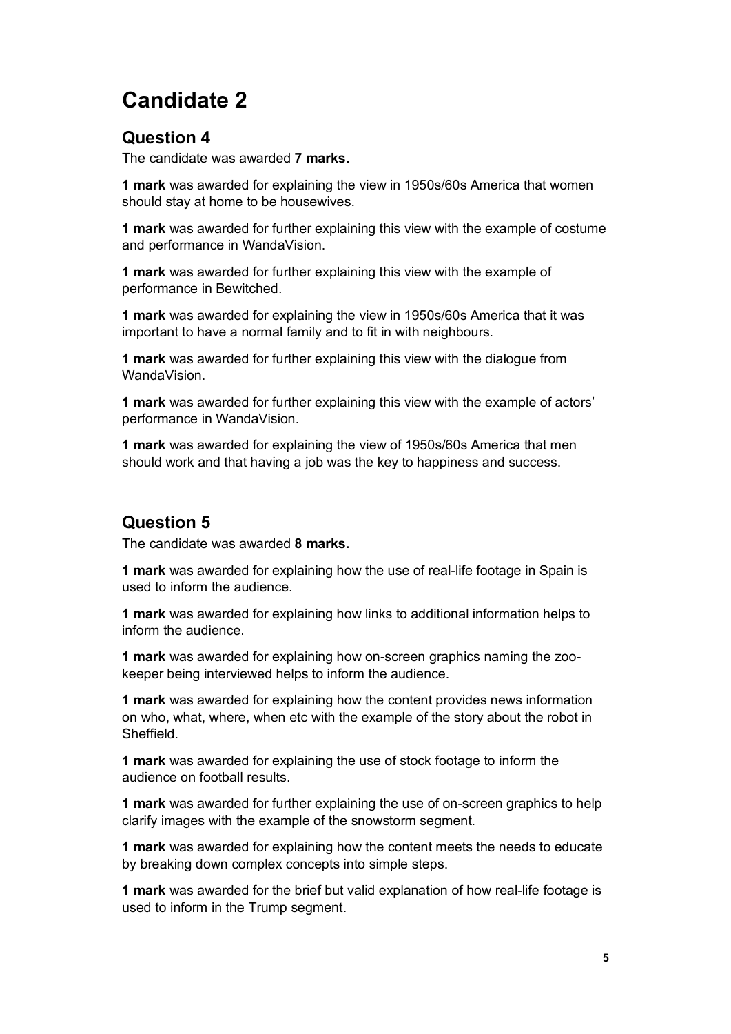# Candidate 2

## Question 4

The candidate was awarded **7 marks.**

**1 mark** was awarded for explaining the view in 1950s/60s America that women should stay at home to be housewives.

**1 mark** was awarded for further explaining this view with the example of costume and performance in WandaVision.

**1 mark** was awarded for further explaining this view with the example of performance in Bewitched.

**1 mark** was awarded for explaining the view in 1950s/60s America that it was important to have a normal family and to fit in with neighbours.

**1 mark** was awarded for further explaining this view with the dialogue from WandaVision.

**1 mark** was awarded for further explaining this view with the example of actors' performance in WandaVision.

**1 mark** was awarded for explaining the view of 1950s/60s America that men should work and that having a job was the key to happiness and success.

## Question 5

The candidate was awarded **8 marks.**

**1 mark** was awarded for explaining how the use of real-life footage in Spain is used to inform the audience.

**1 mark** was awarded for explaining how links to additional information helps to inform the audience.

**1 mark** was awarded for explaining how on-screen graphics naming the zoo-keeper being interviewed helps to inform the audience.

**1 mark** was awarded for explaining how the content provides news information on who, what, where, when etc with the example of the story about the robot in Sheffield.

**1 mark** was awarded for explaining the use of stock footage to inform the audience on football results.

**1 mark** was awarded for further explaining the use of on-screen graphics to help clarify images with the example of the snowstorm segment.

**1 mark** was awarded for explaining how the content meets the needs to educate by breaking down complex concepts into simple steps.

**1 mark** was awarded for the brief but valid explanation of how real-life footage is used to inform in the Trump segment.